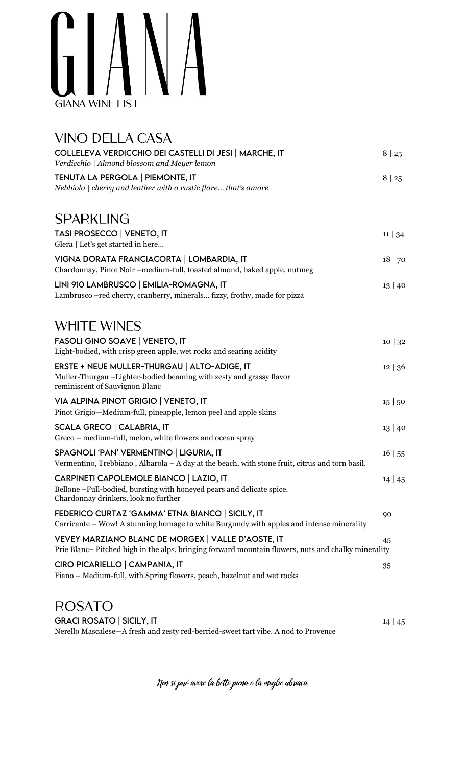# GIANA

GIANA WINE LIST

## VINO DELLA CASA

**COLLELEVA VERDICCHIO DEI CASTELLI DI JESI | MARCHE, IT** 8 | 25
*Verdicchio | Almond blossom and Meyer lemon*

**TENUTA LA PERGOLA | PIEMONTE, IT** 8 | 25
*Nebbiolo | cherry and leather with a rustic flare… that's amore*

## SPARKLING

**TASI PROSECCO | VENETO, IT** 11 | 34
Glera | Let's get started in here…

**VIGNA DORATA FRANCIACORTA | LOMBARDIA, IT** 18 | 70
Chardonnay, Pinot Noir –medium-full, toasted almond, baked apple, nutmeg

**LINI 910 LAMBRUSCO | EMILIA-ROMAGNA, IT** 13 | 40
Lambrusco –red cherry, cranberry, minerals… fizzy, frothy, made for pizza

## WHITE WINES

**FASOLI GINO SOAVE | VENETO, IT** 10 | 32
Light-bodied, with crisp green apple, wet rocks and searing acidity

**ERSTE + NEUE MULLER-THURGAU | ALTO-ADIGE, IT** 12 | 36
Muller-Thurgau –Lighter-bodied beaming with zesty and grassy flavor reminiscent of Sauvignon Blanc

**VIA ALPINA PINOT GRIGIO | VENETO, IT** 15 | 50
Pinot Grigio—Medium-full, pineapple, lemon peel and apple skins

**SCALA GRECO | CALABRIA, IT** 13 | 40
Greco – medium-full, melon, white flowers and ocean spray

**SPAGNOLI 'PAN' VERMENTINO | LIGURIA, IT** 16 | 55
Vermentino, Trebbiano , Albarola – A day at the beach, with stone fruit, citrus and torn basil.

**CARPINETI CAPOLEMOLE BIANCO | LAZIO, IT** 14 | 45
Bellone –Full-bodied, bursting with honeyed pears and delicate spice. Chardonnay drinkers, look no further

**FEDERICO CURTAZ 'GAMMA' ETNA BIANCO | SICILY, IT** 90
Carricante – Wow! A stunning homage to white Burgundy with apples and intense minerality

**VEVEY MARZIANO BLANC DE MORGEX | VALLE D'AOSTE, IT** 45
Prie Blanc– Pitched high in the alps, bringing forward mountain flowers, nuts and chalky minerality

**CIRO PICARIELLO | CAMPANIA, IT** 35
Fiano – Medium-full, with Spring flowers, peach, hazelnut and wet rocks

## ROSATO

**GRACI ROSATO | SICILY, IT** 14 | 45
Nerello Mascalese—A fresh and zesty red-berried-sweet tart vibe. A nod to Provence

*Non si può avere la botte piena e la moglie ubriaca.*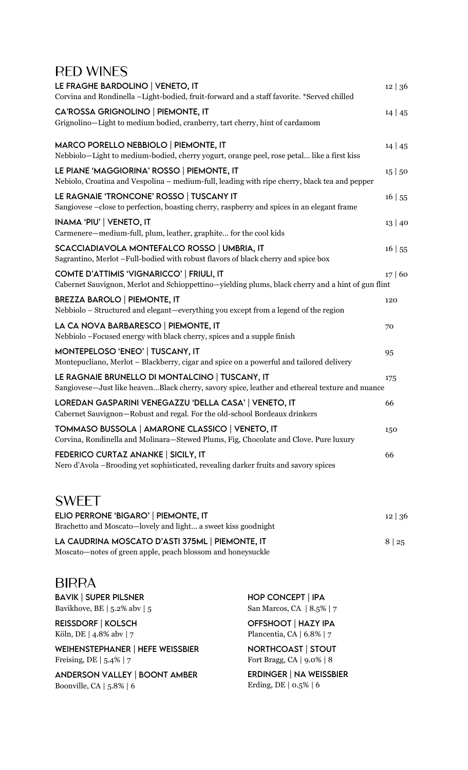## RED WINES

**LE FRAGHE BARDOLINO | VENETO, IT** 12 | 36
Corvina and Rondinella –Light-bodied, fruit-forward and a staff favorite. *Served chilled

**CA'ROSSA GRIGNOLINO | PIEMONTE, IT** 14 | 45
Grignolino—Light to medium bodied, cranberry, tart cherry, hint of cardamom

**MARCO PORELLO NEBBIOLO | PIEMONTE, IT** 14 | 45
Nebbiolo—Light to medium-bodied, cherry yogurt, orange peel, rose petal... like a first kiss

**LE PIANE 'MAGGIORINA' ROSSO | PIEMONTE, IT** 15 | 50
Nebiolo, Croatina and Vespolina – medium-full, leading with ripe cherry, black tea and pepper

**LE RAGNAIE 'TRONCONE' ROSSO | TUSCANY IT** 16 | 55
Sangiovese –close to perfection, boasting cherry, raspberry and spices in an elegant frame

**INAMA 'PIU' | VENETO, IT** 13 | 40
Carmenere—medium-full, plum, leather, graphite... for the cool kids

**SCACCIADIAVOLA MONTEFALCO ROSSO | UMBRIA, IT** 16 | 55
Sagrantino, Merlot –Full-bodied with robust flavors of black cherry and spice box

**COMTE D'ATTIMIS 'VIGNARICCO' | FRIULI, IT** 17 | 60
Cabernet Sauvignon, Merlot and Schioppettino—yielding plums, black cherry and a hint of gun flint

**BREZZA BAROLO | PIEMONTE, IT** 120
Nebbiolo – Structured and elegant—everything you except from a legend of the region

**LA CA NOVA BARBARESCO | PIEMONTE, IT** 70
Nebbiolo –Focused energy with black cherry, spices and a supple finish

**MONTEPELOSO 'ENEO' | TUSCANY, IT** 95
Montepulciano, Merlot – Blackberry, cigar and spice on a powerful and tailored delivery

**LE RAGNAIE BRUNELLO DI MONTALCINO | TUSCANY, IT** 175
Sangiovese—Just like heaven...Black cherry, savory spice, leather and ethereal texture and nuance

**LOREDAN GASPARINI VENEGAZZU 'DELLA CASA' | VENETO, IT** 66
Cabernet Sauvignon—Robust and regal. For the old-school Bordeaux drinkers

**TOMMASO BUSSOLA | AMARONE CLASSICO | VENETO, IT** 150
Corvina, Rondinella and Molinara—Stewed Plums, Fig, Chocolate and Clove. Pure luxury

**FEDERICO CURTAZ ANANKE | SICILY, IT** 66
Nero d'Avola –Brooding yet sophisticated, revealing darker fruits and savory spices

## SWEET

**ELIO PERRONE 'BIGARO' | PIEMONTE, IT** 12 | 36
Brachetto and Moscato—lovely and light... a sweet kiss goodnight

**LA CAUDRINA MOSCATO D'ASTI 375ML | PIEMONTE, IT** 8 | 25
Moscato—notes of green apple, peach blossom and honeysuckle

## BIRRA

**BAVIK | SUPER PILSNER**
Bavikhove, BE | 5.2% abv | 5

**REISSDORF | KOLSCH**
Köln, DE | 4.8% abv | 7

**WEIHENSTEPHANER | HEFE WEISSBIER**
Freising, DE | 5.4% | 7

**ANDERSON VALLEY | BOONT AMBER**
Boonville, CA | 5.8% | 6

**HOP CONCEPT | IPA**
San Marcos, CA | 8.5% | 7

**OFFSHOOT | HAZY IPA**
Plancentia, CA | 6.8% | 7

**NORTHCOAST | STOUT**
Fort Bragg, CA | 9.0% | 8

**ERDINGER | NA WEISSBIER**
Erding, DE | 0.5% | 6